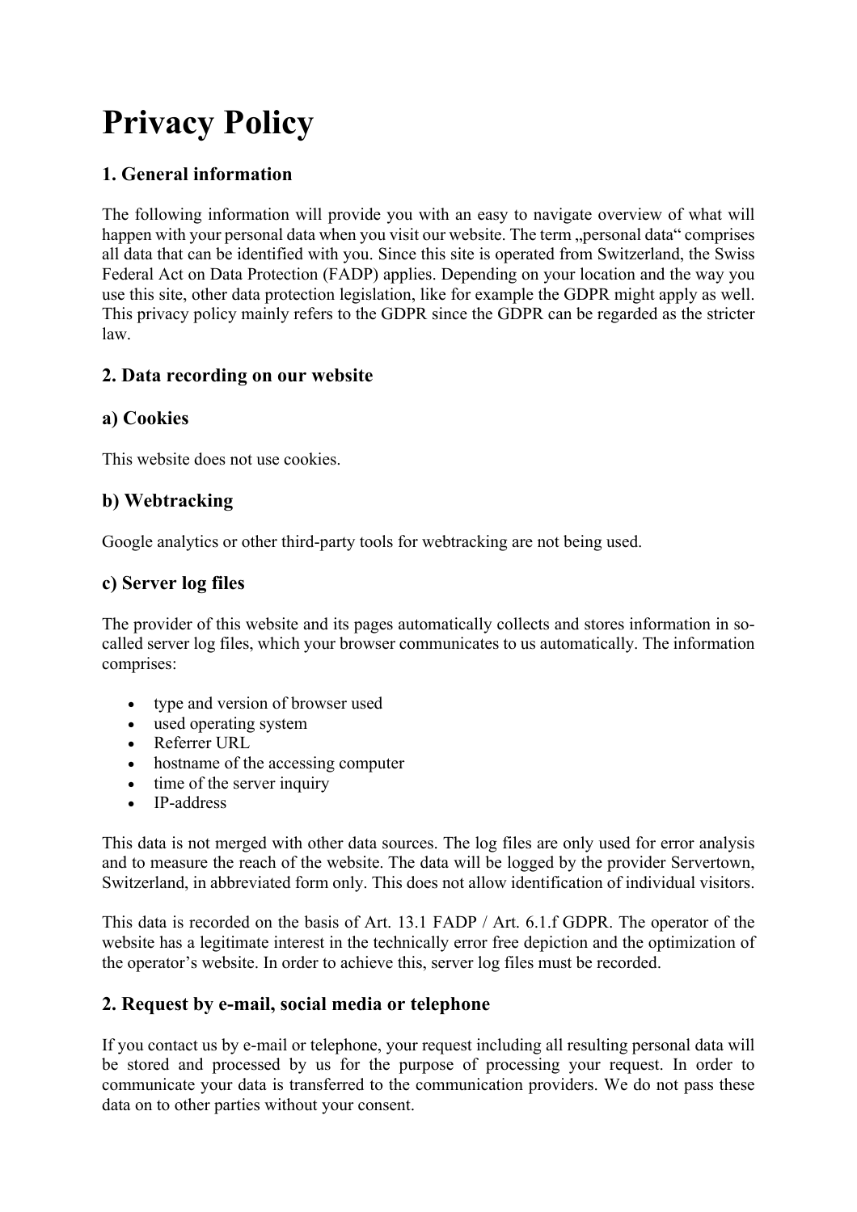# Privacy Policy

## 1. General information

The following information will provide you with an easy to navigate overview of what will happen with your personal data when you visit our website. The term „personal data“ comprises all data that can be identified with you. Since this site is operated from Switzerland, the Swiss Federal Act on Data Protection (FADP) applies. Depending on your location and the way you use this site, other data protection legislation, like for example the GDPR might apply as well. This privacy policy mainly refers to the GDPR since the GDPR can be regarded as the stricter law.

## 2. Data recording on our website

### a) Cookies

This website does not use cookies.

### b) Webtracking

Google analytics or other third-party tools for webtracking are not being used.

### c) Server log files

The provider of this website and its pages automatically collects and stores information in so-called server log files, which your browser communicates to us automatically. The information comprises:

- type and version of browser used
- used operating system
- Referrer URL
- hostname of the accessing computer
- time of the server inquiry
- IP-address

This data is not merged with other data sources. The log files are only used for error analysis and to measure the reach of the website. The data will be logged by the provider Servertown, Switzerland, in abbreviated form only. This does not allow identification of individual visitors.

This data is recorded on the basis of Art. 13.1 FADP / Art. 6.1.f GDPR. The operator of the website has a legitimate interest in the technically error free depiction and the optimization of the operator’s website. In order to achieve this, server log files must be recorded.

## 2. Request by e-mail, social media or telephone

If you contact us by e-mail or telephone, your request including all resulting personal data will be stored and processed by us for the purpose of processing your request. In order to communicate your data is transferred to the communication providers. We do not pass these data on to other parties without your consent.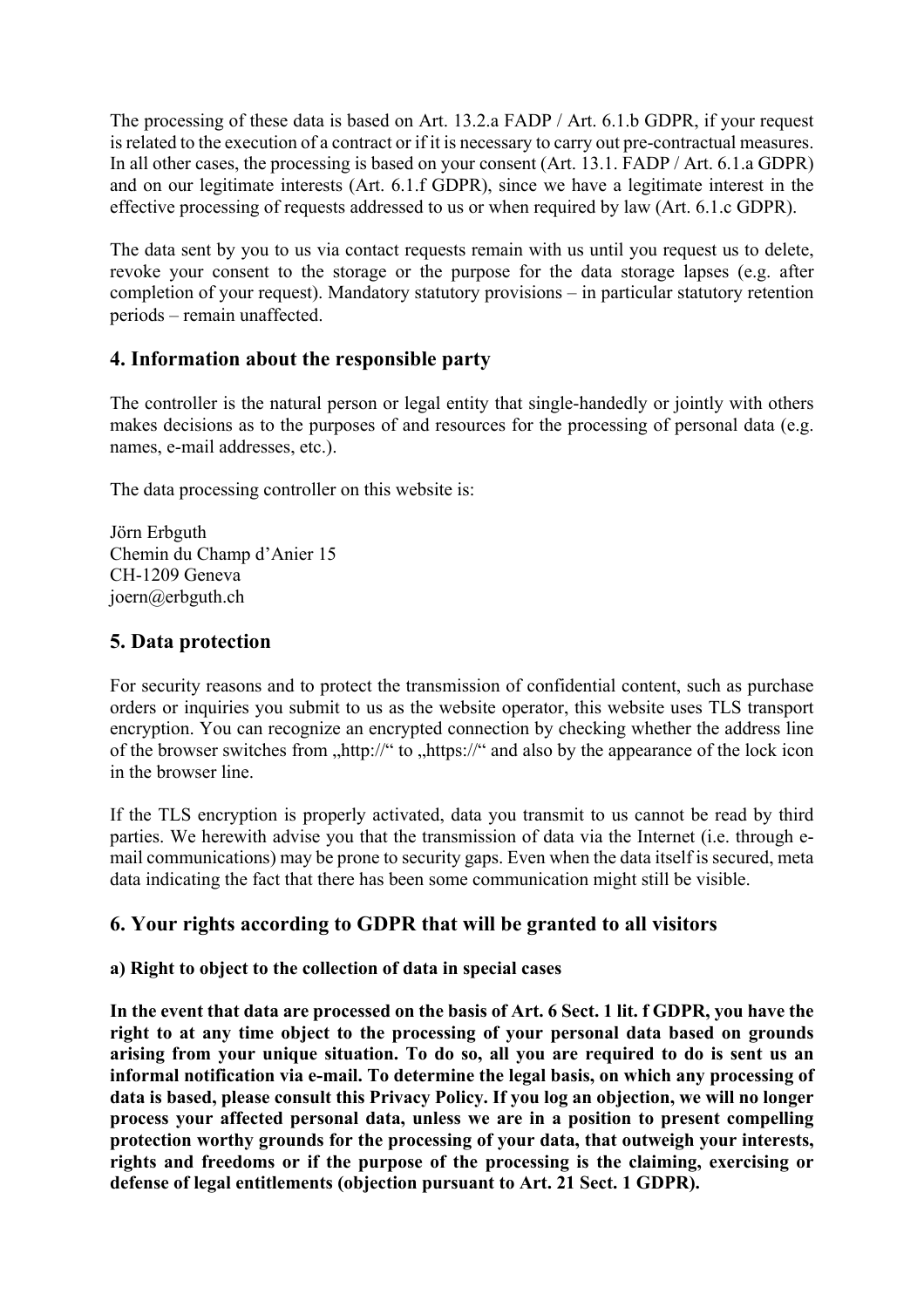The processing of these data is based on Art. 13.2.a FADP / Art. 6.1.b GDPR, if your request is related to the execution of a contract or if it is necessary to carry out pre-contractual measures. In all other cases, the processing is based on your consent (Art. 13.1. FADP / Art. 6.1.a GDPR) and on our legitimate interests (Art. 6.1.f GDPR), since we have a legitimate interest in the effective processing of requests addressed to us or when required by law (Art. 6.1.c GDPR).

The data sent by you to us via contact requests remain with us until you request us to delete, revoke your consent to the storage or the purpose for the data storage lapses (e.g. after completion of your request). Mandatory statutory provisions – in particular statutory retention periods – remain unaffected.

## 4. Information about the responsible party

The controller is the natural person or legal entity that single-handedly or jointly with others makes decisions as to the purposes of and resources for the processing of personal data (e.g. names, e-mail addresses, etc.).

The data processing controller on this website is:

Jörn Erbguth
Chemin du Champ d'Anier 15
CH-1209 Geneva
joern@erbguth.ch

## 5. Data protection

For security reasons and to protect the transmission of confidential content, such as purchase orders or inquiries you submit to us as the website operator, this website uses TLS transport encryption. You can recognize an encrypted connection by checking whether the address line of the browser switches from „http://“ to „https://“ and also by the appearance of the lock icon in the browser line.

If the TLS encryption is properly activated, data you transmit to us cannot be read by third parties. We herewith advise you that the transmission of data via the Internet (i.e. through e-mail communications) may be prone to security gaps. Even when the data itself is secured, meta data indicating the fact that there has been some communication might still be visible.

## 6. Your rights according to GDPR that will be granted to all visitors

**a) Right to object to the collection of data in special cases**

**In the event that data are processed on the basis of Art. 6 Sect. 1 lit. f GDPR, you have the right to at any time object to the processing of your personal data based on grounds arising from your unique situation. To do so, all you are required to do is sent us an informal notification via e-mail. To determine the legal basis, on which any processing of data is based, please consult this Privacy Policy. If you log an objection, we will no longer process your affected personal data, unless we are in a position to present compelling protection worthy grounds for the processing of your data, that outweigh your interests, rights and freedoms or if the purpose of the processing is the claiming, exercising or defense of legal entitlements (objection pursuant to Art. 21 Sect. 1 GDPR).**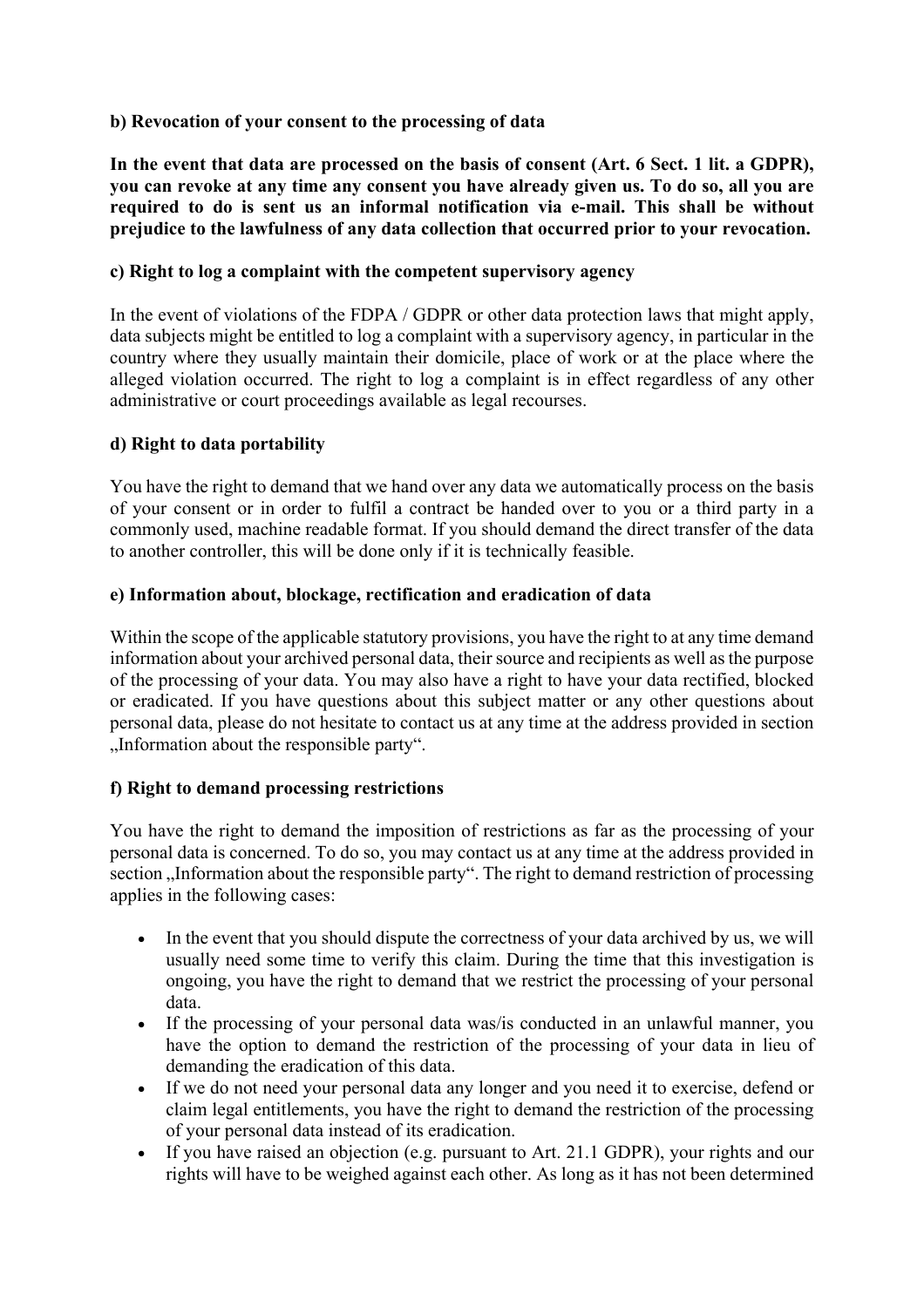**b) Revocation of your consent to the processing of data**

**In the event that data are processed on the basis of consent (Art. 6 Sect. 1 lit. a GDPR), you can revoke at any time any consent you have already given us. To do so, all you are required to do is sent us an informal notification via e-mail. This shall be without prejudice to the lawfulness of any data collection that occurred prior to your revocation.**

**c) Right to log a complaint with the competent supervisory agency**

In the event of violations of the FDPA / GDPR or other data protection laws that might apply, data subjects might be entitled to log a complaint with a supervisory agency, in particular in the country where they usually maintain their domicile, place of work or at the place where the alleged violation occurred. The right to log a complaint is in effect regardless of any other administrative or court proceedings available as legal recourses.

**d) Right to data portability**

You have the right to demand that we hand over any data we automatically process on the basis of your consent or in order to fulfil a contract be handed over to you or a third party in a commonly used, machine readable format. If you should demand the direct transfer of the data to another controller, this will be done only if it is technically feasible.

**e) Information about, blockage, rectification and eradication of data**

Within the scope of the applicable statutory provisions, you have the right to at any time demand information about your archived personal data, their source and recipients as well as the purpose of the processing of your data. You may also have a right to have your data rectified, blocked or eradicated. If you have questions about this subject matter or any other questions about personal data, please do not hesitate to contact us at any time at the address provided in section „Information about the responsible party".

**f) Right to demand processing restrictions**

You have the right to demand the imposition of restrictions as far as the processing of your personal data is concerned. To do so, you may contact us at any time at the address provided in section „Information about the responsible party". The right to demand restriction of processing applies in the following cases:

- In the event that you should dispute the correctness of your data archived by us, we will usually need some time to verify this claim. During the time that this investigation is ongoing, you have the right to demand that we restrict the processing of your personal data.
- If the processing of your personal data was/is conducted in an unlawful manner, you have the option to demand the restriction of the processing of your data in lieu of demanding the eradication of this data.
- If we do not need your personal data any longer and you need it to exercise, defend or claim legal entitlements, you have the right to demand the restriction of the processing of your personal data instead of its eradication.
- If you have raised an objection (e.g. pursuant to Art. 21.1 GDPR), your rights and our rights will have to be weighed against each other. As long as it has not been determined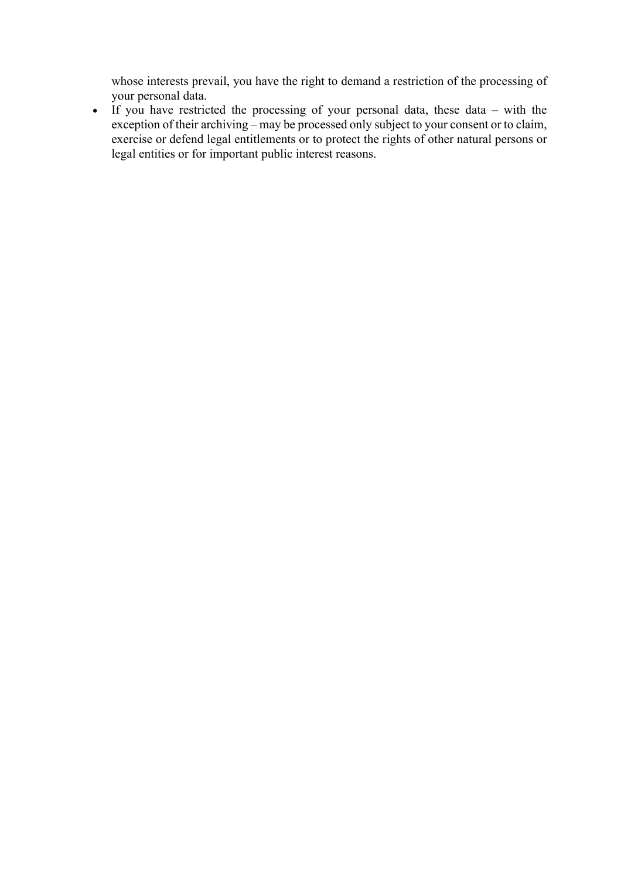whose interests prevail, you have the right to demand a restriction of the processing of your personal data.

- If you have restricted the processing of your personal data, these data – with the exception of their archiving – may be processed only subject to your consent or to claim, exercise or defend legal entitlements or to protect the rights of other natural persons or legal entities or for important public interest reasons.